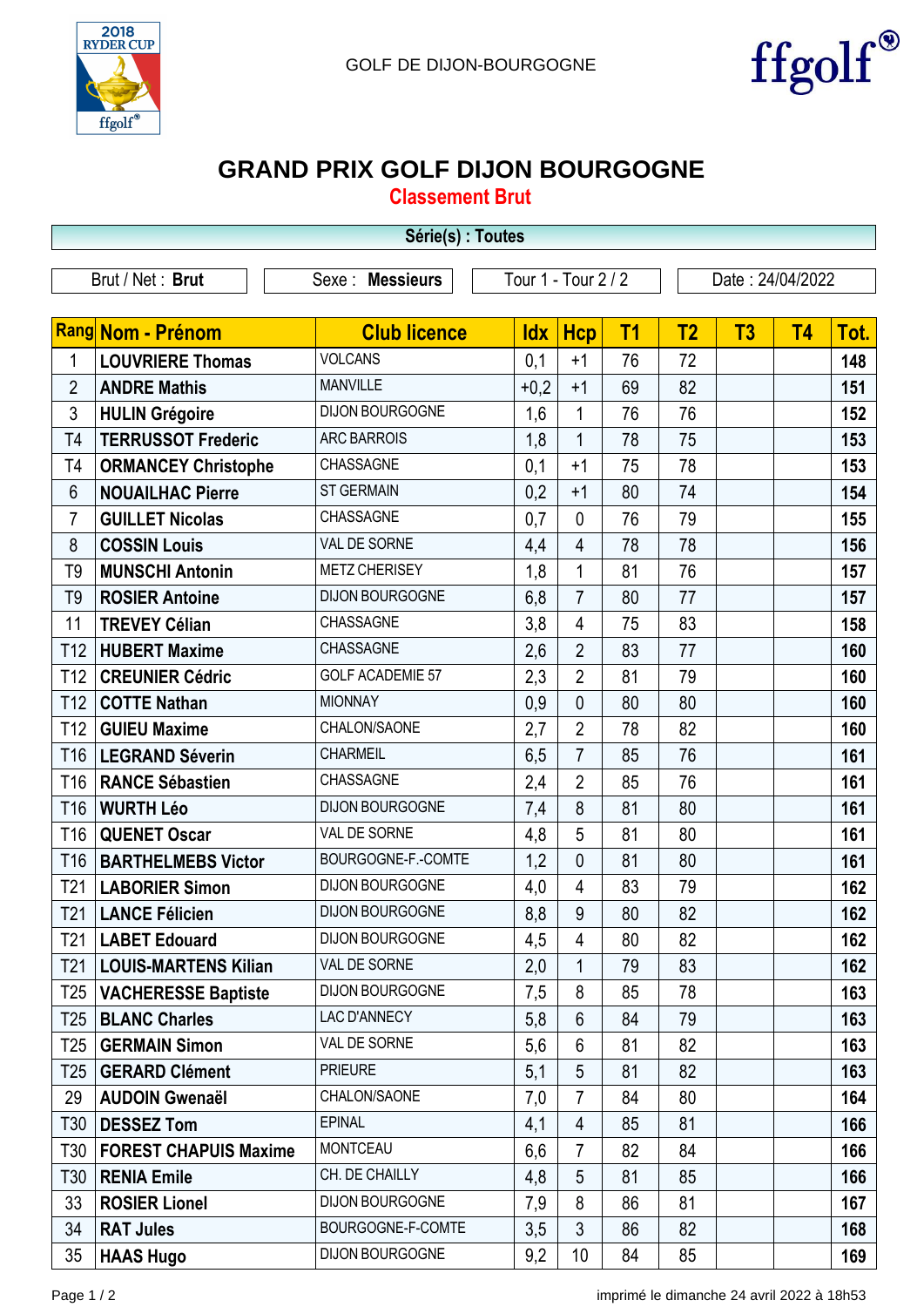GOLF DE DIJON-BOURGOGNE

# GRAND PRIX GOLF DIJON BOURGOGNE

## Classement Brut

**Série(s) : Toutes**

| Brut / Net : **Brut** | Sexe : **Messieurs** | Tour 1 - Tour 2 / 2 | Date : 24/04/2022 |
|---|---|---|---|

| Rang | Nom - Prénom | Club licence | Idx | Hcp | T1 | T2 | T3 | T4 | Tot. |
|---|---|---|---|---|---|---|---|---|---|
| 1 | **LOUVRIERE Thomas** | VOLCANS | 0,1 | +1 | 76 | 72 | | | **148** |
| 2 | **ANDRE Mathis** | MANVILLE | +0,2 | +1 | 69 | 82 | | | **151** |
| 3 | **HULIN Grégoire** | DIJON BOURGOGNE | 1,6 | 1 | 76 | 76 | | | **152** |
| T4 | **TERRUSSOT Frederic** | ARC BARROIS | 1,8 | 1 | 78 | 75 | | | **153** |
| T4 | **ORMANCEY Christophe** | CHASSAGNE | 0,1 | +1 | 75 | 78 | | | **153** |
| 6 | **NOUAILHAC Pierre** | ST GERMAIN | 0,2 | +1 | 80 | 74 | | | **154** |
| 7 | **GUILLET Nicolas** | CHASSAGNE | 0,7 | 0 | 76 | 79 | | | **155** |
| 8 | **COSSIN Louis** | VAL DE SORNE | 4,4 | 4 | 78 | 78 | | | **156** |
| T9 | **MUNSCHI Antonin** | METZ CHERISEY | 1,8 | 1 | 81 | 76 | | | **157** |
| T9 | **ROSIER Antoine** | DIJON BOURGOGNE | 6,8 | 7 | 80 | 77 | | | **157** |
| 11 | **TREVEY Célian** | CHASSAGNE | 3,8 | 4 | 75 | 83 | | | **158** |
| T12 | **HUBERT Maxime** | CHASSAGNE | 2,6 | 2 | 83 | 77 | | | **160** |
| T12 | **CREUNIER Cédric** | GOLF ACADEMIE 57 | 2,3 | 2 | 81 | 79 | | | **160** |
| T12 | **COTTE Nathan** | MIONNAY | 0,9 | 0 | 80 | 80 | | | **160** |
| T12 | **GUIEU Maxime** | CHALON/SAONE | 2,7 | 2 | 78 | 82 | | | **160** |
| T16 | **LEGRAND Séverin** | CHARMEIL | 6,5 | 7 | 85 | 76 | | | **161** |
| T16 | **RANCE Sébastien** | CHASSAGNE | 2,4 | 2 | 85 | 76 | | | **161** |
| T16 | **WURTH Léo** | DIJON BOURGOGNE | 7,4 | 8 | 81 | 80 | | | **161** |
| T16 | **QUENET Oscar** | VAL DE SORNE | 4,8 | 5 | 81 | 80 | | | **161** |
| T16 | **BARTHELMEBS Victor** | BOURGOGNE-F.-COMTE | 1,2 | 0 | 81 | 80 | | | **161** |
| T21 | **LABORIER Simon** | DIJON BOURGOGNE | 4,0 | 4 | 83 | 79 | | | **162** |
| T21 | **LANCE Félicien** | DIJON BOURGOGNE | 8,8 | 9 | 80 | 82 | | | **162** |
| T21 | **LABET Edouard** | DIJON BOURGOGNE | 4,5 | 4 | 80 | 82 | | | **162** |
| T21 | **LOUIS-MARTENS Kilian** | VAL DE SORNE | 2,0 | 1 | 79 | 83 | | | **162** |
| T25 | **VACHERESSE Baptiste** | DIJON BOURGOGNE | 7,5 | 8 | 85 | 78 | | | **163** |
| T25 | **BLANC Charles** | LAC D'ANNECY | 5,8 | 6 | 84 | 79 | | | **163** |
| T25 | **GERMAIN Simon** | VAL DE SORNE | 5,6 | 6 | 81 | 82 | | | **163** |
| T25 | **GERARD Clément** | PRIEURE | 5,1 | 5 | 81 | 82 | | | **163** |
| 29 | **AUDOIN Gwenaël** | CHALON/SAONE | 7,0 | 7 | 84 | 80 | | | **164** |
| T30 | **DESSEZ Tom** | EPINAL | 4,1 | 4 | 85 | 81 | | | **166** |
| T30 | **FOREST CHAPUIS Maxime** | MONTCEAU | 6,6 | 7 | 82 | 84 | | | **166** |
| T30 | **RENIA Emile** | CH. DE CHAILLY | 4,8 | 5 | 81 | 85 | | | **166** |
| 33 | **ROSIER Lionel** | DIJON BOURGOGNE | 7,9 | 8 | 86 | 81 | | | **167** |
| 34 | **RAT Jules** | BOURGOGNE-F-COMTE | 3,5 | 3 | 86 | 82 | | | **168** |
| 35 | **HAAS Hugo** | DIJON BOURGOGNE | 9,2 | 10 | 84 | 85 | | | **169** |

imprimé le dimanche 24 avril 2022 à 18h53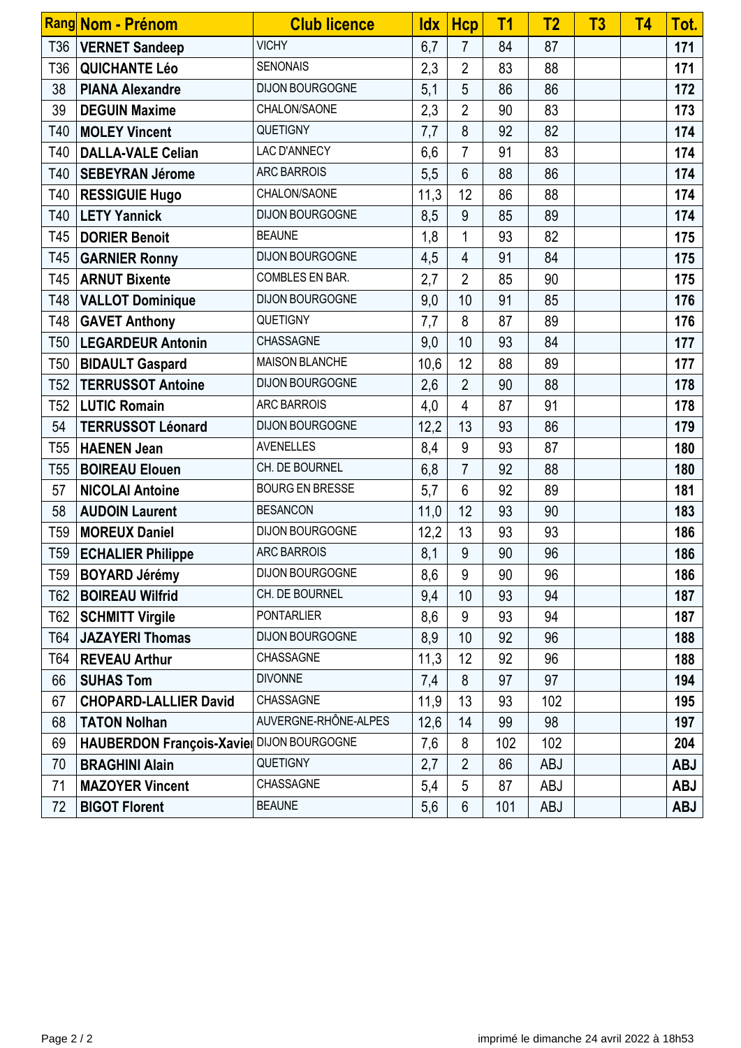| Rang | Nom - Prénom | Club licence | Idx | Hcp | T1 | T2 | T3 | T4 | Tot. |
|---|---|---|---|---|---|---|---|---|---|
| T36 | **VERNET Sandeep** | VICHY | 6,7 | 7 | 84 | 87 | | | **171** |
| T36 | **QUICHANTE Léo** | SENONAIS | 2,3 | 2 | 83 | 88 | | | **171** |
| 38 | **PIANA Alexandre** | DIJON BOURGOGNE | 5,1 | 5 | 86 | 86 | | | **172** |
| 39 | **DEGUIN Maxime** | CHALON/SAONE | 2,3 | 2 | 90 | 83 | | | **173** |
| T40 | **MOLEY Vincent** | QUETIGNY | 7,7 | 8 | 92 | 82 | | | **174** |
| T40 | **DALLA-VALE Celian** | LAC D'ANNECY | 6,6 | 7 | 91 | 83 | | | **174** |
| T40 | **SEBEYRAN Jérome** | ARC BARROIS | 5,5 | 6 | 88 | 86 | | | **174** |
| T40 | **RESSIGUIE Hugo** | CHALON/SAONE | 11,3 | 12 | 86 | 88 | | | **174** |
| T40 | **LETY Yannick** | DIJON BOURGOGNE | 8,5 | 9 | 85 | 89 | | | **174** |
| T45 | **DORIER Benoit** | BEAUNE | 1,8 | 1 | 93 | 82 | | | **175** |
| T45 | **GARNIER Ronny** | DIJON BOURGOGNE | 4,5 | 4 | 91 | 84 | | | **175** |
| T45 | **ARNUT Bixente** | COMBLES EN BAR. | 2,7 | 2 | 85 | 90 | | | **175** |
| T48 | **VALLOT Dominique** | DIJON BOURGOGNE | 9,0 | 10 | 91 | 85 | | | **176** |
| T48 | **GAVET Anthony** | QUETIGNY | 7,7 | 8 | 87 | 89 | | | **176** |
| T50 | **LEGARDEUR Antonin** | CHASSAGNE | 9,0 | 10 | 93 | 84 | | | **177** |
| T50 | **BIDAULT Gaspard** | MAISON BLANCHE | 10,6 | 12 | 88 | 89 | | | **177** |
| T52 | **TERRUSSOT Antoine** | DIJON BOURGOGNE | 2,6 | 2 | 90 | 88 | | | **178** |
| T52 | **LUTIC Romain** | ARC BARROIS | 4,0 | 4 | 87 | 91 | | | **178** |
| 54 | **TERRUSSOT Léonard** | DIJON BOURGOGNE | 12,2 | 13 | 93 | 86 | | | **179** |
| T55 | **HAENEN Jean** | AVENELLES | 8,4 | 9 | 93 | 87 | | | **180** |
| T55 | **BOIREAU Elouen** | CH. DE BOURNEL | 6,8 | 7 | 92 | 88 | | | **180** |
| 57 | **NICOLAI Antoine** | BOURG EN BRESSE | 5,7 | 6 | 92 | 89 | | | **181** |
| 58 | **AUDOIN Laurent** | BESANCON | 11,0 | 12 | 93 | 90 | | | **183** |
| T59 | **MOREUX Daniel** | DIJON BOURGOGNE | 12,2 | 13 | 93 | 93 | | | **186** |
| T59 | **ECHALIER Philippe** | ARC BARROIS | 8,1 | 9 | 90 | 96 | | | **186** |
| T59 | **BOYARD Jérémy** | DIJON BOURGOGNE | 8,6 | 9 | 90 | 96 | | | **186** |
| T62 | **BOIREAU Wilfrid** | CH. DE BOURNEL | 9,4 | 10 | 93 | 94 | | | **187** |
| T62 | **SCHMITT Virgile** | PONTARLIER | 8,6 | 9 | 93 | 94 | | | **187** |
| T64 | **JAZAYERI Thomas** | DIJON BOURGOGNE | 8,9 | 10 | 92 | 96 | | | **188** |
| T64 | **REVEAU Arthur** | CHASSAGNE | 11,3 | 12 | 92 | 96 | | | **188** |
| 66 | **SUHAS Tom** | DIVONNE | 7,4 | 8 | 97 | 97 | | | **194** |
| 67 | **CHOPARD-LALLIER David** | CHASSAGNE | 11,9 | 13 | 93 | 102 | | | **195** |
| 68 | **TATON Nolhan** | AUVERGNE-RHÔNE-ALPES | 12,6 | 14 | 99 | 98 | | | **197** |
| 69 | **HAUBERDON François-Xavier** | DIJON BOURGOGNE | 7,6 | 8 | 102 | 102 | | | **204** |
| 70 | **BRAGHINI Alain** | QUETIGNY | 2,7 | 2 | 86 | ABJ | | | **ABJ** |
| 71 | **MAZOYER Vincent** | CHASSAGNE | 5,4 | 5 | 87 | ABJ | | | **ABJ** |
| 72 | **BIGOT Florent** | BEAUNE | 5,6 | 6 | 101 | ABJ | | | **ABJ** |

imprimé le dimanche 24 avril 2022 à 18h53